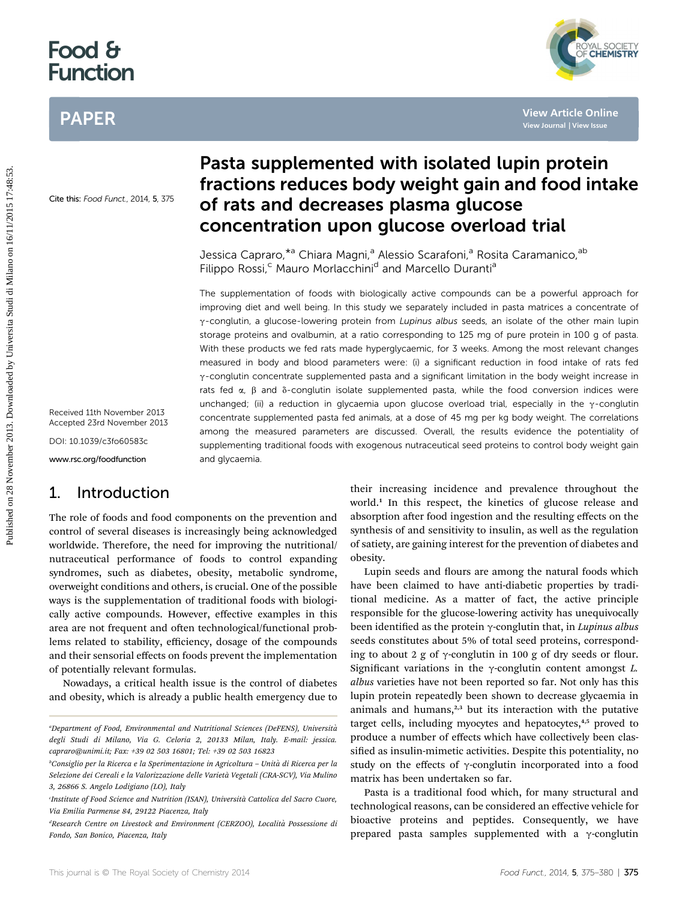# Pasta supplemented with isolated lupin protein fractions reduces body weight gain and food intake of rats and decreases plasma glucose concentration upon glucose overload trial

Cite this: *Food Funct.*, 2014, 5, 375

Jessica Capraro,*[a] Chiara Magni,[a] Alessio Scarafoni,[a] Rosita Caramanico,[ab] Filippo Rossi,[c] Mauro Morlacchini[d] and Marcello Duranti[a]

Received 11th November 2013
Accepted 23rd November 2013

DOI: 10.1039/c3fo60583c

www.rsc.org/foodfunction

The supplementation of foods with biologically active compounds can be a powerful approach for improving diet and well being. In this study we separately included in pasta matrices a concentrate of γ-conglutin, a glucose-lowering protein from *Lupinus albus* seeds, an isolate of the other main lupin storage proteins and ovalbumin, at a ratio corresponding to 125 mg of pure protein in 100 g of pasta. With these products we fed rats made hyperglycaemic, for 3 weeks. Among the most relevant changes measured in body and blood parameters were: (i) a significant reduction in food intake of rats fed γ-conglutin concentrate supplemented pasta and a significant limitation in the body weight increase in rats fed α, β and δ-conglutin isolate supplemented pasta, while the food conversion indices were unchanged; (ii) a reduction in glycaemia upon glucose overload trial, especially in the γ-conglutin concentrate supplemented pasta fed animals, at a dose of 45 mg per kg body weight. The correlations among the measured parameters are discussed. Overall, the results evidence the potentiality of supplementing traditional foods with exogenous nutraceutical seed proteins to control body weight gain and glycaemia.

## 1. Introduction

The role of foods and food components on the prevention and control of several diseases is increasingly being acknowledged worldwide. Therefore, the need for improving the nutritional/nutraceutical performance of foods to control expanding syndromes, such as diabetes, obesity, metabolic syndrome, overweight conditions and others, is crucial. One of the possible ways is the supplementation of traditional foods with biologically active compounds. However, effective examples in this area are not frequent and often technological/functional problems related to stability, efficiency, dosage of the compounds and their sensorial effects on foods prevent the implementation of potentially relevant formulas.

Nowadays, a critical health issue is the control of diabetes and obesity, which is already a public health emergency due to their increasing incidence and prevalence throughout the world.[1] In this respect, the kinetics of glucose release and absorption after food ingestion and the resulting effects on the synthesis of and sensitivity to insulin, as well as the regulation of satiety, are gaining interest for the prevention of diabetes and obesity.

Lupin seeds and flours are among the natural foods which have been claimed to have anti-diabetic properties by traditional medicine. As a matter of fact, the active principle responsible for the glucose-lowering activity has unequivocally been identified as the protein γ-conglutin that, in *Lupinus albus* seeds constitutes about 5% of total seed proteins, corresponding to about 2 g of γ-conglutin in 100 g of dry seeds or flour. Significant variations in the γ-conglutin content amongst *L. albus* varieties have not been reported so far. Not only has this lupin protein repeatedly been shown to decrease glycaemia in animals and humans,[2,3] but its interaction with the putative target cells, including myocytes and hepatocytes,[4,5] proved to produce a number of effects which have collectively been classified as insulin-mimetic activities. Despite this potentiality, no study on the effects of γ-conglutin incorporated into a food matrix has been undertaken so far.

Pasta is a traditional food which, for many structural and technological reasons, can be considered an effective vehicle for bioactive proteins and peptides. Consequently, we have prepared pasta samples supplemented with a γ-conglutin

[a]Department of Food, Environmental and Nutritional Sciences (DeFENS), Università degli Studi di Milano, Via G. Celoria 2, 20133 Milan, Italy. E-mail: jessica.capraro@unimi.it; Fax: +39 02 503 16801; Tel: +39 02 503 16823

[b]Consiglio per la Ricerca e la Sperimentazione in Agricoltura – Unità di Ricerca per la Selezione dei Cereali e la Valorizzazione delle Varietà Vegetali (CRA-SCV), Via Mulino 3, 26866 S. Angelo Lodigiano (LO), Italy

[c]Institute of Food Science and Nutrition (ISAN), Università Cattolica del Sacro Cuore, Via Emilia Parmense 84, 29122 Piacenza, Italy

[d]Research Centre on Livestock and Environment (CERZOO), Località Possessione di Fondo, San Bonico, Piacenza, Italy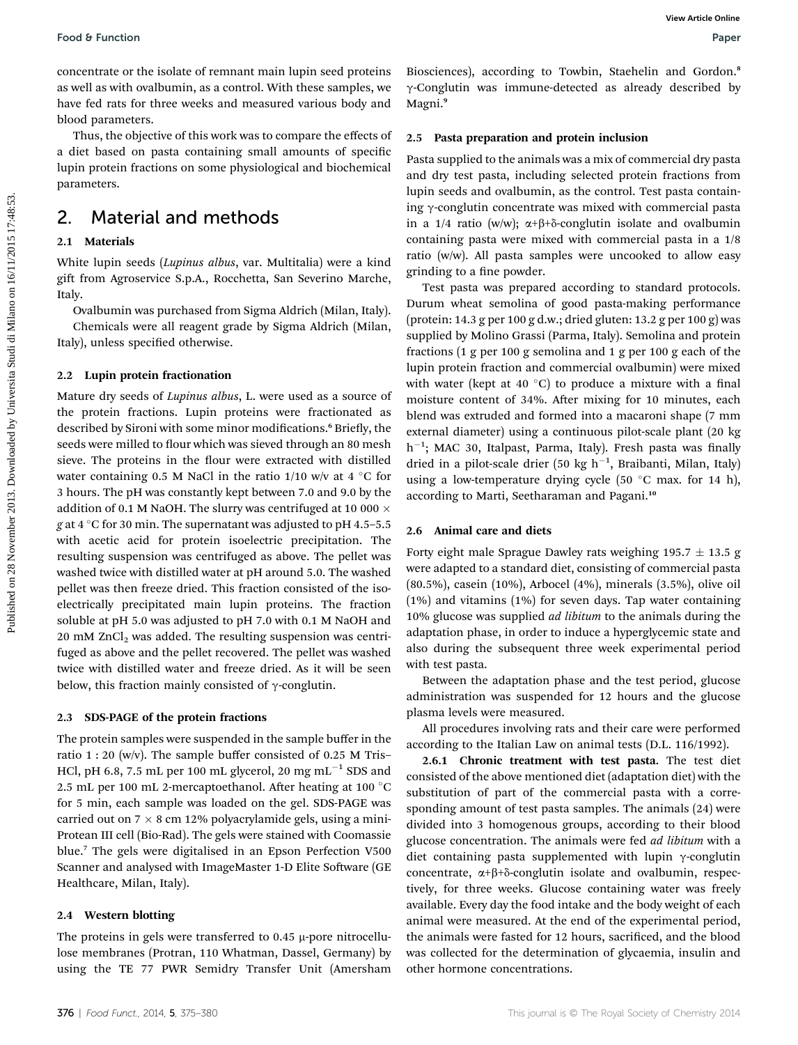concentrate or the isolate of remnant main lupin seed proteins as well as with ovalbumin, as a control. With these samples, we have fed rats for three weeks and measured various body and blood parameters.

Thus, the objective of this work was to compare the effects of a diet based on pasta containing small amounts of specific lupin protein fractions on some physiological and biochemical parameters.

## 2. Material and methods

### 2.1 Materials

White lupin seeds (*Lupinus albus*, var. Multitalia) were a kind gift from Agroservice S.p.A., Rocchetta, San Severino Marche, Italy.

Ovalbumin was purchased from Sigma Aldrich (Milan, Italy).

Chemicals were all reagent grade by Sigma Aldrich (Milan, Italy), unless specified otherwise.

### 2.2 Lupin protein fractionation

Mature dry seeds of *Lupinus albus*, L. were used as a source of the protein fractions. Lupin proteins were fractionated as described by Sironi with some minor modifications.[6] Briefly, the seeds were milled to flour which was sieved through an 80 mesh sieve. The proteins in the flour were extracted with distilled water containing 0.5 M NaCl in the ratio 1/10 w/v at 4 °C for 3 hours. The pH was constantly kept between 7.0 and 9.0 by the addition of 0.1 M NaOH. The slurry was centrifuged at 10 000 × *g* at 4 °C for 30 min. The supernatant was adjusted to pH 4.5–5.5 with acetic acid for protein isoelectric precipitation. The resulting suspension was centrifuged as above. The pellet was washed twice with distilled water at pH around 5.0. The washed pellet was then freeze dried. This fraction consisted of the isoelectrically precipitated main lupin proteins. The fraction soluble at pH 5.0 was adjusted to pH 7.0 with 0.1 M NaOH and 20 mM $ZnCl_2$ was added. The resulting suspension was centrifuged as above and the pellet recovered. The pellet was washed twice with distilled water and freeze dried. As it will be seen below, this fraction mainly consisted of γ-conglutin.

### 2.3 SDS-PAGE of the protein fractions

The protein samples were suspended in the sample buffer in the ratio 1 : 20 (w/v). The sample buffer consisted of 0.25 M Tris–HCl, pH 6.8, 7.5 mL per 100 mL glycerol, 20 mg $mL^{-1}$ SDS and 2.5 mL per 100 mL 2-mercaptoethanol. After heating at 100 °C for 5 min, each sample was loaded on the gel. SDS-PAGE was carried out on 7 × 8 cm 12% polyacrylamide gels, using a mini-Protean III cell (Bio-Rad). The gels were stained with Coomassie blue.[7] The gels were digitalised in an Epson Perfection V500 Scanner and analysed with ImageMaster 1-D Elite Software (GE Healthcare, Milan, Italy).

### 2.4 Western blotting

The proteins in gels were transferred to 0.45 μ-pore nitrocellulose membranes (Protran, 110 Whatman, Dassel, Germany) by using the TE 77 PWR Semidry Transfer Unit (Amersham Biosciences), according to Towbin, Staehelin and Gordon.[8] γ-Conglutin was immune-detected as already described by Magni.[9]

### 2.5 Pasta preparation and protein inclusion

Pasta supplied to the animals was a mix of commercial dry pasta and dry test pasta, including selected protein fractions from lupin seeds and ovalbumin, as the control. Test pasta containing γ-conglutin concentrate was mixed with commercial pasta in a 1/4 ratio (w/w); α+β+δ-conglutin isolate and ovalbumin containing pasta were mixed with commercial pasta in a 1/8 ratio (w/w). All pasta samples were uncooked to allow easy grinding to a fine powder.

Test pasta was prepared according to standard protocols. Durum wheat semolina of good pasta-making performance (protein: 14.3 g per 100 g d.w.; dried gluten: 13.2 g per 100 g) was supplied by Molino Grassi (Parma, Italy). Semolina and protein fractions (1 g per 100 g semolina and 1 g per 100 g each of the lupin protein fraction and commercial ovalbumin) were mixed with water (kept at 40 °C) to produce a mixture with a final moisture content of 34%. After mixing for 10 minutes, each blend was extruded and formed into a macaroni shape (7 mm external diameter) using a continuous pilot-scale plant (20 kg $h^{-1}$; MAC 30, Italpast, Parma, Italy). Fresh pasta was finally dried in a pilot-scale drier (50 kg $h^{-1}$, Braibanti, Milan, Italy) using a low-temperature drying cycle (50 °C max. for 14 h), according to Marti, Seetharaman and Pagani.[10]

### 2.6 Animal care and diets

Forty eight male Sprague Dawley rats weighing 195.7 ± 13.5 g were adapted to a standard diet, consisting of commercial pasta (80.5%), casein (10%), Arbocel (4%), minerals (3.5%), olive oil (1%) and vitamins (1%) for seven days. Tap water containing 10% glucose was supplied *ad libitum* to the animals during the adaptation phase, in order to induce a hyperglycemic state and also during the subsequent three week experimental period with test pasta.

Between the adaptation phase and the test period, glucose administration was suspended for 12 hours and the glucose plasma levels were measured.

All procedures involving rats and their care were performed according to the Italian Law on animal tests (D.L. 116/1992).

**2.6.1 Chronic treatment with test pasta.** The test diet consisted of the above mentioned diet (adaptation diet) with the substitution of part of the commercial pasta with a corresponding amount of test pasta samples. The animals (24) were divided into 3 homogenous groups, according to their blood glucose concentration. The animals were fed *ad libitum* with a diet containing pasta supplemented with lupin γ-conglutin concentrate, α+β+δ-conglutin isolate and ovalbumin, respectively, for three weeks. Glucose containing water was freely available. Every day the food intake and the body weight of each animal were measured. At the end of the experimental period, the animals were fasted for 12 hours, sacrificed, and the blood was collected for the determination of glycaemia, insulin and other hormone concentrations.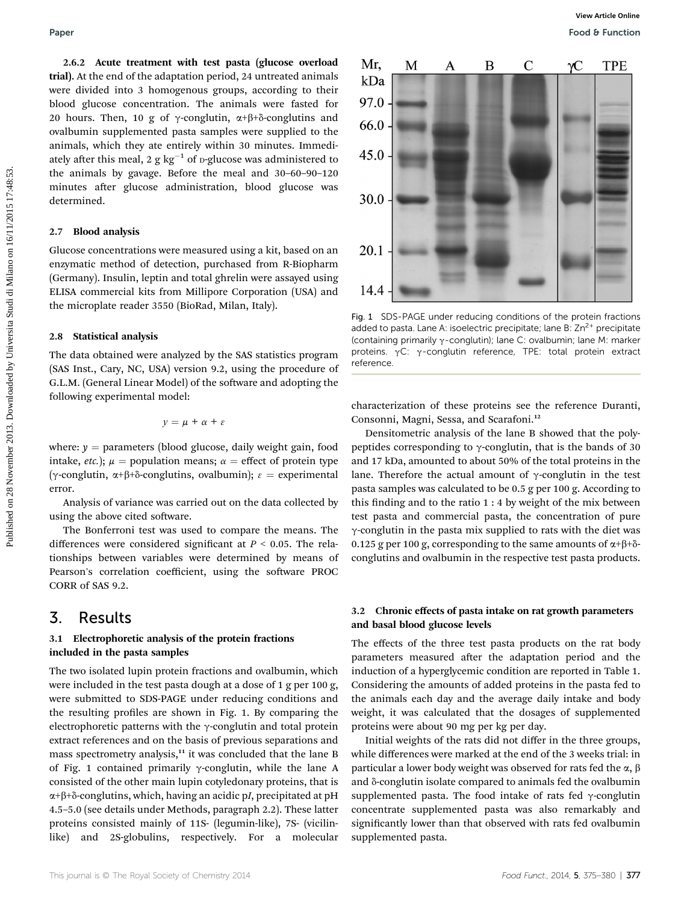**2.6.2 Acute treatment with test pasta (glucose overload trial).** At the end of the adaptation period, 24 untreated animals were divided into 3 homogenous groups, according to their blood glucose concentration. The animals were fasted for 20 hours. Then, 10 g of γ-conglutin, α+β+δ-conglutins and ovalbumin supplemented pasta samples were supplied to the animals, which they ate entirely within 30 minutes. Immediately after this meal, 2 g $kg^{-1}$ of D-glucose was administered to the animals by gavage. Before the meal and 30–60–90–120 minutes after glucose administration, blood glucose was determined.

### 2.7 Blood analysis

Glucose concentrations were measured using a kit, based on an enzymatic method of detection, purchased from R-Biopharm (Germany). Insulin, leptin and total ghrelin were assayed using ELISA commercial kits from Millipore Corporation (USA) and the microplate reader 3550 (BioRad, Milan, Italy).

### 2.8 Statistical analysis

The data obtained were analyzed by the SAS statistics program (SAS Inst., Cary, NC, USA) version 9.2, using the procedure of G.L.M. (General Linear Model) of the software and adopting the following experimental model:

$$y = \mu + \alpha + \varepsilon$$

where: $y$ = parameters (blood glucose, daily weight gain, food intake, *etc.*); $\mu$ = population means; $\alpha$ = effect of protein type (γ-conglutin, α+β+δ-conglutins, ovalbumin); $\varepsilon$ = experimental error.

Analysis of variance was carried out on the data collected by using the above cited software.

The Bonferroni test was used to compare the means. The differences were considered significant at $P < 0.05$. The relationships between variables were determined by means of Pearson's correlation coefficient, using the software PROC CORR of SAS 9.2.

## 3. Results

### 3.1 Electrophoretic analysis of the protein fractions included in the pasta samples

The two isolated lupin protein fractions and ovalbumin, which were included in the test pasta dough at a dose of 1 g per 100 g, were submitted to SDS-PAGE under reducing conditions and the resulting profiles are shown in Fig. 1. By comparing the electrophoretic patterns with the γ-conglutin and total protein extract references and on the basis of previous separations and mass spectrometry analysis,[11] it was concluded that the lane B of Fig. 1 contained primarily γ-conglutin, while the lane A consisted of the other main lupin cotyledonary proteins, that is α+β+δ-conglutins, which, having an acidic p*I*, precipitated at pH 4.5–5.0 (see details under Methods, paragraph 2.2). These latter proteins consisted mainly of 11S- (legumin-like), 7S- (vicilin-like) and 2S-globulins, respectively. For a molecular characterization of these proteins see the reference Duranti, Consonni, Magni, Sessa, and Scarafoni.[12]

Fig. 1 SDS-PAGE under reducing conditions of the protein fractions added to pasta. Lane A: isoelectric precipitate; lane B: $Zn^{2+}$ precipitate (containing primarily γ-conglutin); lane C: ovalbumin; lane M: marker proteins. γC: γ-conglutin reference, TPE: total protein extract reference.

Densitometric analysis of the lane B showed that the polypeptides corresponding to γ-conglutin, that is the bands of 30 and 17 kDa, amounted to about 50% of the total proteins in the lane. Therefore the actual amount of γ-conglutin in the test pasta samples was calculated to be 0.5 g per 100 g. According to this finding and to the ratio 1 : 4 by weight of the mix between test pasta and commercial pasta, the concentration of pure γ-conglutin in the pasta mix supplied to rats with the diet was 0.125 g per 100 g, corresponding to the same amounts of α+β+δ-conglutins and ovalbumin in the respective test pasta products.

### 3.2 Chronic effects of pasta intake on rat growth parameters and basal blood glucose levels

The effects of the three test pasta products on the rat body parameters measured after the adaptation period and the induction of a hyperglycemic condition are reported in Table 1. Considering the amounts of added proteins in the pasta fed to the animals each day and the average daily intake and body weight, it was calculated that the dosages of supplemented proteins were about 90 mg per kg per day.

Initial weights of the rats did not differ in the three groups, while differences were marked at the end of the 3 weeks trial: in particular a lower body weight was observed for rats fed the α, β and δ-conglutin isolate compared to animals fed the ovalbumin supplemented pasta. The food intake of rats fed γ-conglutin concentrate supplemented pasta was also remarkably and significantly lower than that observed with rats fed ovalbumin supplemented pasta.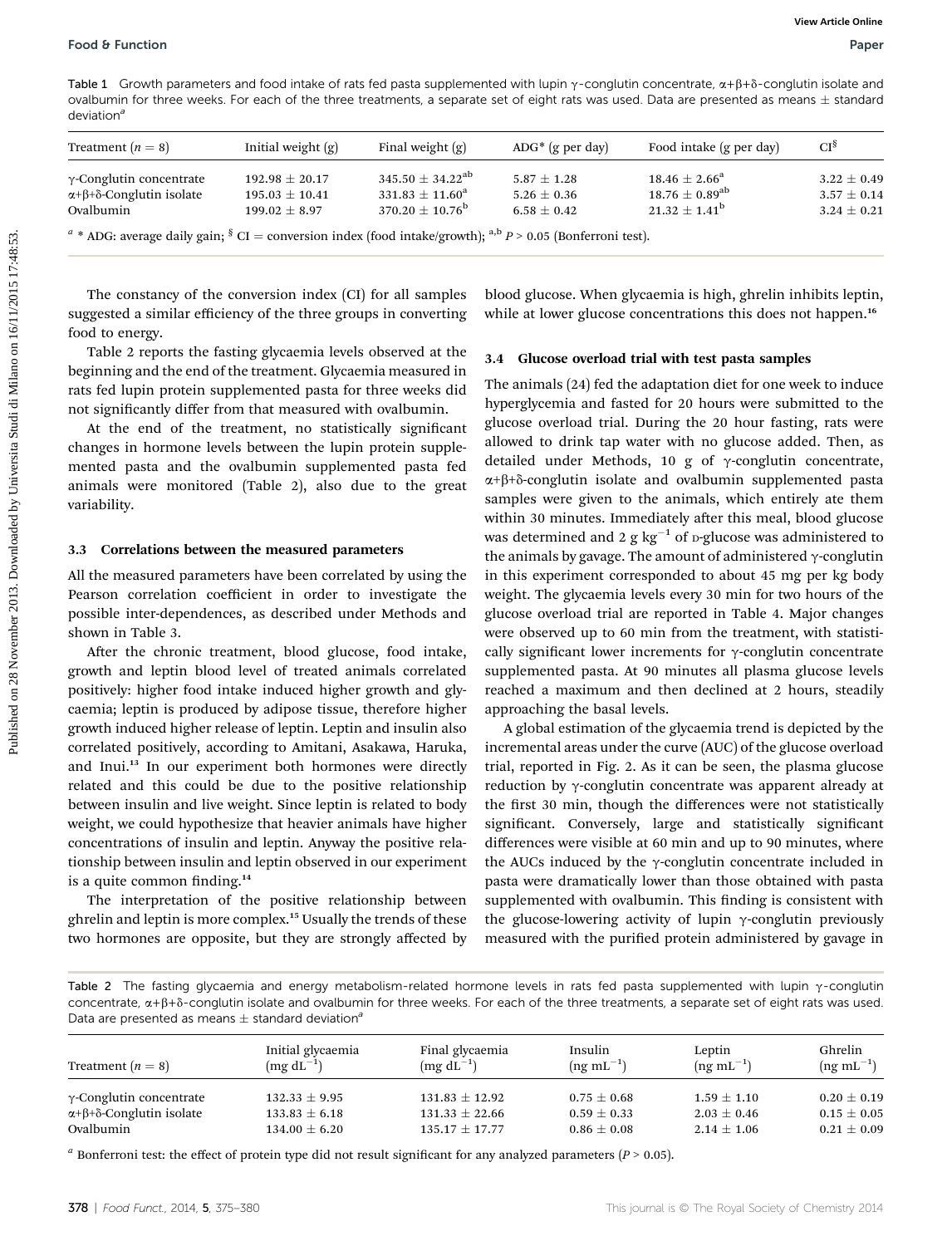Table 1 Growth parameters and food intake of rats fed pasta supplemented with lupin γ-conglutin concentrate, α+β+δ-conglutin isolate and ovalbumin for three weeks. For each of the three treatments, a separate set of eight rats was used. Data are presented as means ± standard deviation[a]

| Treatment ($n = 8$) | Initial weight (g) | Final weight (g) | ADG* (g per day) | Food intake (g per day) | CI§ |
|---|---|---|---|---|---|
| γ-Conglutin concentrate | 192.98 ± 20.17 | 345.50 ± 34.22[ab] | 5.87 ± 1.28 | 18.46 ± 2.66[a] | 3.22 ± 0.49 |
| α+β+δ-Conglutin isolate | 195.03 ± 10.41 | 331.83 ± 11.60[a] | 5.26 ± 0.36 | 18.76 ± 0.89[ab] | 3.57 ± 0.14 |
| Ovalbumin | 199.02 ± 8.97 | 370.20 ± 10.76[b] | 6.58 ± 0.42 | 21.32 ± 1.41[b] | 3.24 ± 0.21 |

[a] * ADG: average daily gain; § CI = conversion index (food intake/growth); [a,b] $P > 0.05$ (Bonferroni test).

The constancy of the conversion index (CI) for all samples suggested a similar efficiency of the three groups in converting food to energy.

Table 2 reports the fasting glycaemia levels observed at the beginning and the end of the treatment. Glycaemia measured in rats fed lupin protein supplemented pasta for three weeks did not significantly differ from that measured with ovalbumin.

At the end of the treatment, no statistically significant changes in hormone levels between the lupin protein supplemented pasta and the ovalbumin supplemented pasta fed animals were monitored (Table 2), also due to the great variability.

### 3.3 Correlations between the measured parameters

All the measured parameters have been correlated by using the Pearson correlation coefficient in order to investigate the possible inter-dependences, as described under Methods and shown in Table 3.

After the chronic treatment, blood glucose, food intake, growth and leptin blood level of treated animals correlated positively: higher food intake induced higher growth and glycaemia; leptin is produced by adipose tissue, therefore higher growth induced higher release of leptin. Leptin and insulin also correlated positively, according to Amitani, Asakawa, Haruka, and Inui.[13] In our experiment both hormones were directly related and this could be due to the positive relationship between insulin and live weight. Since leptin is related to body weight, we could hypothesize that heavier animals have higher concentrations of insulin and leptin. Anyway the positive relationship between insulin and leptin observed in our experiment is a quite common finding.[14]

The interpretation of the positive relationship between ghrelin and leptin is more complex.[15] Usually the trends of these two hormones are opposite, but they are strongly affected by blood glucose. When glycaemia is high, ghrelin inhibits leptin, while at lower glucose concentrations this does not happen.[16]

### 3.4 Glucose overload trial with test pasta samples

The animals (24) fed the adaptation diet for one week to induce hyperglycemia and fasted for 20 hours were submitted to the glucose overload trial. During the 20 hour fasting, rats were allowed to drink tap water with no glucose added. Then, as detailed under Methods, 10 g of γ-conglutin concentrate, α+β+δ-conglutin isolate and ovalbumin supplemented pasta samples were given to the animals, which entirely ate them within 30 minutes. Immediately after this meal, blood glucose was determined and 2 g kg$^{-1}$ of D-glucose was administered to the animals by gavage. The amount of administered γ-conglutin in this experiment corresponded to about 45 mg per kg body weight. The glycaemia levels every 30 min for two hours of the glucose overload trial are reported in Table 4. Major changes were observed up to 60 min from the treatment, with statistically significant lower increments for γ-conglutin concentrate supplemented pasta. At 90 minutes all plasma glucose levels reached a maximum and then declined at 2 hours, steadily approaching the basal levels.

A global estimation of the glycaemia trend is depicted by the incremental areas under the curve (AUC) of the glucose overload trial, reported in Fig. 2. As it can be seen, the plasma glucose reduction by γ-conglutin concentrate was apparent already at the first 30 min, though the differences were not statistically significant. Conversely, large and statistically significant differences were visible at 60 min and up to 90 minutes, where the AUCs induced by the γ-conglutin concentrate included in pasta were dramatically lower than those obtained with pasta supplemented with ovalbumin. This finding is consistent with the glucose-lowering activity of lupin γ-conglutin previously measured with the purified protein administered by gavage in

Table 2 The fasting glycaemia and energy metabolism-related hormone levels in rats fed pasta supplemented with lupin γ-conglutin concentrate, α+β+δ-conglutin isolate and ovalbumin for three weeks. For each of the three treatments, a separate set of eight rats was used. Data are presented as means ± standard deviation[a]

| Treatment ($n = 8$) | Initial glycaemia (mg dL$^{-1}$) | Final glycaemia (mg dL$^{-1}$) | Insulin (ng mL$^{-1}$) | Leptin (ng mL$^{-1}$) | Ghrelin (ng mL$^{-1}$) |
|---|---|---|---|---|---|
| γ-Conglutin concentrate | 132.33 ± 9.95 | 131.83 ± 12.92 | 0.75 ± 0.68 | 1.59 ± 1.10 | 0.20 ± 0.19 |
| α+β+δ-Conglutin isolate | 133.83 ± 6.18 | 131.33 ± 22.66 | 0.59 ± 0.33 | 2.03 ± 0.46 | 0.15 ± 0.05 |
| Ovalbumin | 134.00 ± 6.20 | 135.17 ± 17.77 | 0.86 ± 0.08 | 2.14 ± 1.06 | 0.21 ± 0.09 |

[a] Bonferroni test: the effect of protein type did not result significant for any analyzed parameters ($P > 0.05$).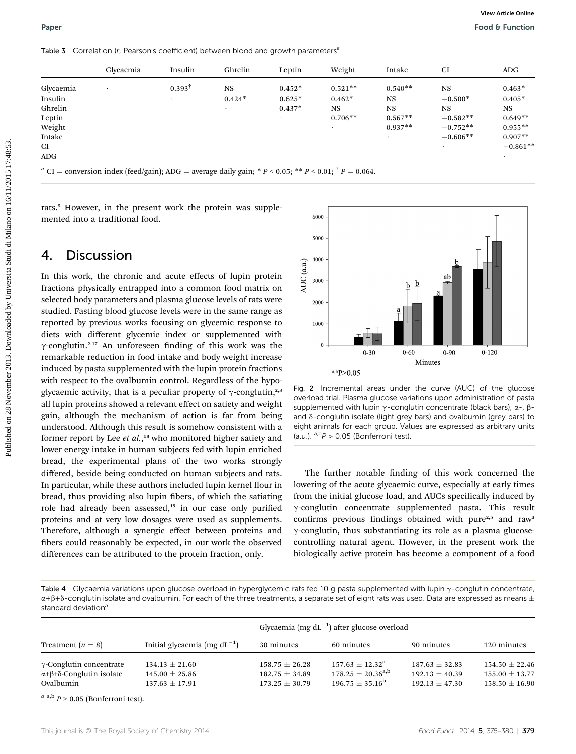Table 3 Correlation (*r*, Pearson's coefficient) between blood and growth parameters[a]

| | Glycaemia | Insulin | Ghrelin | Leptin | Weight | Intake | CI | ADG |
|---|---|---|---|---|---|---|---|---|
| Glycaemia | · | 0.393† | NS | 0.452* | 0.521** | 0.540** | NS | 0.463* |
| Insulin | | · | 0.424* | 0.625* | 0.462* | NS | −0.500* | 0.405* |
| Ghrelin | | | · | 0.437* | NS | NS | NS | NS |
| Leptin | | | | · | 0.706** | 0.567** | −0.582** | 0.649** |
| Weight | | | | | · | 0.937** | −0.752** | 0.955** |
| Intake | | | | | | · | −0.606** | 0.907** |
| CI | | | | | | | · | −0.861** |
| ADG | | | | | | | | · |

[a] CI = conversion index (feed/gain); ADG = average daily gain; * $P < 0.05$; ** $P < 0.01$; † $P = 0.064$.

rats.[5] However, in the present work the protein was supplemented into a traditional food.

## 4. Discussion

In this work, the chronic and acute effects of lupin protein fractions physically entrapped into a common food matrix on selected body parameters and plasma glucose levels of rats were studied. Fasting blood glucose levels were in the same range as reported by previous works focusing on glycemic response to diets with different glycemic index or supplemented with γ-conglutin.[2,17] An unforeseen finding of this work was the remarkable reduction in food intake and body weight increase induced by pasta supplemented with the lupin protein fractions with respect to the ovalbumin control. Regardless of the hypoglycaemic activity, that is a peculiar property of γ-conglutin,[2,3] all lupin proteins showed a relevant effect on satiety and weight gain, although the mechanism of action is far from being understood. Although this result is somehow consistent with a former report by Lee *et al.*,[18] who monitored higher satiety and lower energy intake in human subjects fed with lupin enriched bread, the experimental plans of the two works strongly differed, beside being conducted on human subjects and rats. In particular, while these authors included lupin kernel flour in bread, thus providing also lupin fibers, of which the satiating role had already been assessed,[19] in our case only purified proteins and at very low dosages were used as supplements. Therefore, although a synergic effect between proteins and fibers could reasonably be expected, in our work the observed differences can be attributed to the protein fraction, only.

Fig. 2 Incremental areas under the curve (AUC) of the glucose overload trial. Plasma glucose variations upon administration of pasta supplemented with lupin γ-conglutin concentrate (black bars), α-, β- and δ-conglutin isolate (light grey bars) and ovalbumin (grey bars) to eight animals for each group. Values are expressed as arbitrary units (a.u.). [a,b]$P > 0.05$ (Bonferroni test).

The further notable finding of this work concerned the lowering of the acute glycaemic curve, especially at early times from the initial glucose load, and AUCs specifically induced by γ-conglutin concentrate supplemented pasta. This result confirms previous findings obtained with pure[2,5] and raw[3] γ-conglutin, thus substantiating its role as a plasma glucose-controlling natural agent. However, in the present work the biologically active protein has become a component of a food

Table 4 Glycaemia variations upon glucose overload in hyperglycemic rats fed 10 g pasta supplemented with lupin γ-conglutin concentrate, α+β+δ-conglutin isolate and ovalbumin. For each of the three treatments, a separate set of eight rats was used. Data are expressed as means ± standard deviation[a]

| | | Glycaemia (mg dL$^{-1}$) after glucose overload | | | |
|---|---|---|---|---|---|
| Treatment ($n = 8$) | Initial glycaemia (mg dL$^{-1}$) | 30 minutes | 60 minutes | 90 minutes | 120 minutes |
| γ-Conglutin concentrate | 134.13 ± 21.60 | 158.75 ± 26.28 | 157.63 ± 12.32$^{a}$ | 187.63 ± 32.83 | 154.50 ± 22.46 |
| α+β+δ-Conglutin isolate | 145.00 ± 25.86 | 182.75 ± 34.89 | 178.25 ± 20.36$^{a,b}$ | 192.13 ± 40.39 | 155.00 ± 13.77 |
| Ovalbumin | 137.63 ± 17.91 | 173.25 ± 30.79 | 196.75 ± 35.16$^{b}$ | 192.13 ± 47.30 | 158.50 ± 16.90 |

[a] [a,b] $P > 0.05$ (Bonferroni test).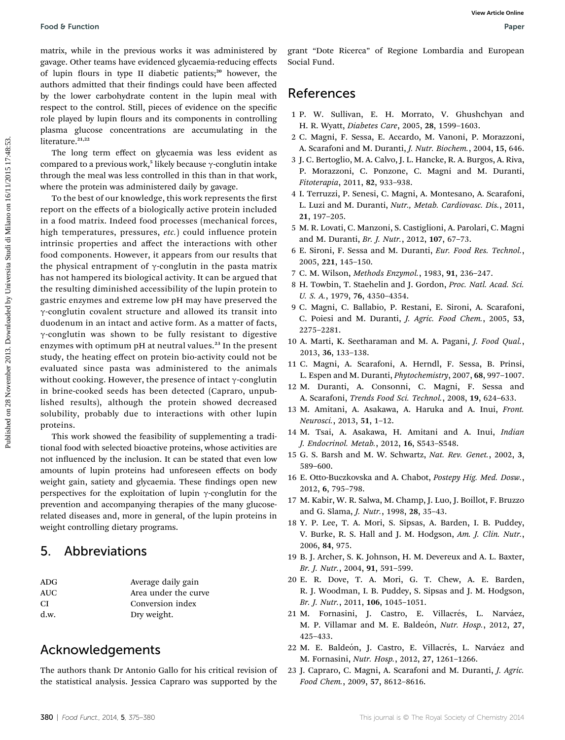matrix, while in the previous works it was administered by gavage. Other teams have evidenced glycaemia-reducing effects of lupin flours in type II diabetic patients;[20] however, the authors admitted that their findings could have been affected by the lower carbohydrate content in the lupin meal with respect to the control. Still, pieces of evidence on the specific role played by lupin flours and its components in controlling plasma glucose concentrations are accumulating in the literature.[21,22]

The long term effect on glycaemia was less evident as compared to a previous work,[5] likely because γ-conglutin intake through the meal was less controlled in this than in that work, where the protein was administered daily by gavage.

To the best of our knowledge, this work represents the first report on the effects of a biologically active protein included in a food matrix. Indeed food processes (mechanical forces, high temperatures, pressures, *etc.*) could influence protein intrinsic properties and affect the interactions with other food components. However, it appears from our results that the physical entrapment of γ-conglutin in the pasta matrix has not hampered its biological activity. It can be argued that the resulting diminished accessibility of the lupin protein to gastric enzymes and extreme low pH may have preserved the γ-conglutin covalent structure and allowed its transit into duodenum in an intact and active form. As a matter of facts, γ-conglutin was shown to be fully resistant to digestive enzymes with optimum pH at neutral values.[23] In the present study, the heating effect on protein bio-activity could not be evaluated since pasta was administered to the animals without cooking. However, the presence of intact γ-conglutin in brine-cooked seeds has been detected (Capraro, unpublished results), although the protein showed decreased solubility, probably due to interactions with other lupin proteins.

This work showed the feasibility of supplementing a traditional food with selected bioactive proteins, whose activities are not influenced by the inclusion. It can be stated that even low amounts of lupin proteins had unforeseen effects on body weight gain, satiety and glycaemia. These findings open new perspectives for the exploitation of lupin γ-conglutin for the prevention and accompanying therapies of the many glucose-related diseases and, more in general, of the lupin proteins in weight controlling dietary programs.

## 5. Abbreviations

| | |
|---|---|
| ADG | Average daily gain |
| AUC | Area under the curve |
| CI | Conversion index |
| d.w. | Dry weight. |

## Acknowledgements

The authors thank Dr Antonio Gallo for his critical revision of the statistical analysis. Jessica Capraro was supported by the grant "Dote Ricerca" of Regione Lombardia and European Social Fund.

## References

1. P. W. Sullivan, E. H. Morrato, V. Ghushchyan and H. R. Wyatt, *Diabetes Care*, 2005, **28**, 1599–1603.
2. C. Magni, F. Sessa, E. Accardo, M. Vanoni, P. Morazzoni, A. Scarafoni and M. Duranti, *J. Nutr. Biochem.*, 2004, **15**, 646.
3. J. C. Bertoglio, M. A. Calvo, J. L. Hancke, R. A. Burgos, A. Riva, P. Morazzoni, C. Ponzone, C. Magni and M. Duranti, *Fitoterapia*, 2011, **82**, 933–938.
4. I. Terruzzi, P. Senesi, C. Magni, A. Montesano, A. Scarafoni, L. Luzi and M. Duranti, *Nutr., Metab. Cardiovasc. Dis.*, 2011, **21**, 197–205.
5. M. R. Lovati, C. Manzoni, S. Castiglioni, A. Parolari, C. Magni and M. Duranti, *Br. J. Nutr.*, 2012, **107**, 67–73.
6. E. Sironi, F. Sessa and M. Duranti, *Eur. Food Res. Technol.*, 2005, **221**, 145–150.
7. C. M. Wilson, *Methods Enzymol.*, 1983, **91**, 236–247.
8. H. Towbin, T. Staehelin and J. Gordon, *Proc. Natl. Acad. Sci. U. S. A.*, 1979, **76**, 4350–4354.
9. C. Magni, C. Ballabio, P. Restani, E. Sironi, A. Scarafoni, C. Poiesi and M. Duranti, *J. Agric. Food Chem.*, 2005, **53**, 2275–2281.
10. A. Marti, K. Seetharaman and M. A. Pagani, *J. Food Qual.*, 2013, **36**, 133–138.
11. C. Magni, A. Scarafoni, A. Herndl, F. Sessa, B. Prinsi, L. Espen and M. Duranti, *Phytochemistry*, 2007, **68**, 997–1007.
12. M. Duranti, A. Consonni, C. Magni, F. Sessa and A. Scarafoni, *Trends Food Sci. Technol.*, 2008, **19**, 624–633.
13. M. Amitani, A. Asakawa, A. Haruka and A. Inui, *Front. Neurosci.*, 2013, **51**, 1–12.
14. M. Tsai, A. Asakawa, H. Amitani and A. Inui, *Indian J. Endocrinol. Metab.*, 2012, **16**, S543–S548.
15. G. S. Barsh and M. W. Schwartz, *Nat. Rev. Genet.*, 2002, **3**, 589–600.
16. E. Otto-Buczkovska and A. Chabot, *Postepy Hig. Med. Dosw.*, 2012, **6**, 795–798.
17. M. Kabir, W. R. Salwa, M. Champ, J. Luo, J. Boillot, F. Bruzzo and G. Slama, *J. Nutr.*, 1998, **28**, 35–43.
18. Y. P. Lee, T. A. Mori, S. Sipsas, A. Barden, I. B. Puddey, V. Burke, R. S. Hall and J. M. Hodgson, *Am. J. Clin. Nutr.*, 2006, **84**, 975.
19. B. J. Archer, S. K. Johnson, H. M. Devereux and A. L. Baxter, *Br. J. Nutr.*, 2004, **91**, 591–599.
20. E. R. Dove, T. A. Mori, G. T. Chew, A. E. Barden, R. J. Woodman, I. B. Puddey, S. Sipsas and J. M. Hodgson, *Br. J. Nutr.*, 2011, **106**, 1045–1051.
21. M. Fornasini, J. Castro, E. Villacrés, L. Narváez, M. P. Villamar and M. E. Baldeón, *Nutr. Hosp.*, 2012, **27**, 425–433.
22. M. E. Baldeón, J. Castro, E. Villacrés, L. Narváez and M. Fornasini, *Nutr. Hosp.*, 2012, **27**, 1261–1266.
23. J. Capraro, C. Magni, A. Scarafoni and M. Duranti, *J. Agric. Food Chem.*, 2009, **57**, 8612–8616.